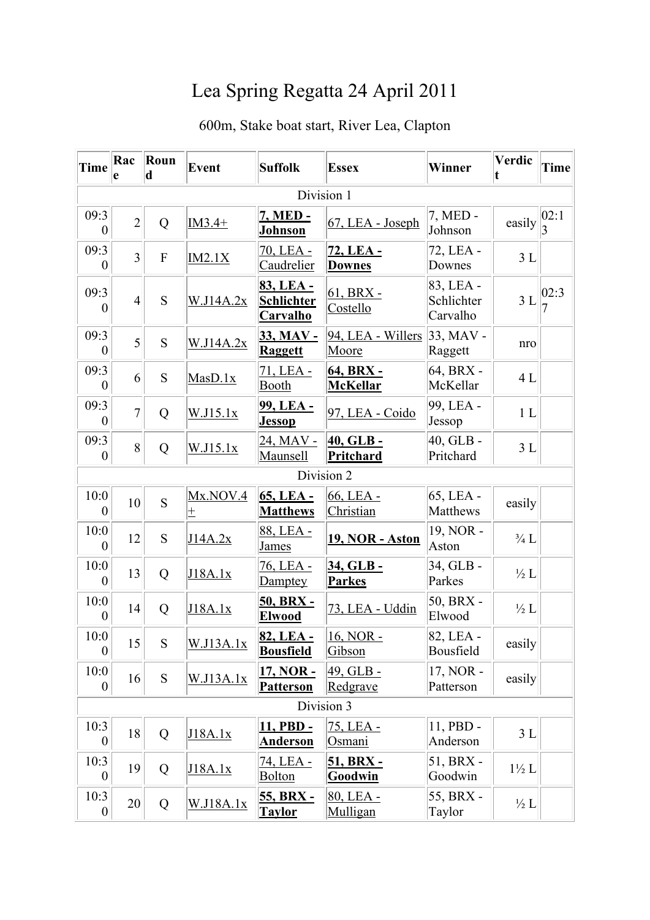# Lea Spring Regatta 24 April 2011

600m, Stake boat start, River Lea, Clapton

| Time | Race | Round | Event | Suffolk | Essex | Winner | Verdict | Time |
|---|---|---|---|---|---|---|---|---|
| Division 1 | | | | | | | | |
| 09:30 | 2 | Q | IM3.4+ | **7, MED - Johnson** | 67, LEA - Joseph | 7, MED - Johnson | easily | 02:13 |
| 09:30 | 3 | F | IM2.1X | 70, LEA - Caudrelier | **72, LEA - Downes** | 72, LEA - Downes | 3 L | |
| 09:30 | 4 | S | W.J14A.2x | **83, LEA - Schlichter Carvalho** | 61, BRX - Costello | 83, LEA - Schlichter Carvalho | 3 L | 02:37 |
| 09:30 | 5 | S | W.J14A.2x | **33, MAV - Raggett** | 94, LEA - Willers Moore | 33, MAV - Raggett | nro | |
| 09:30 | 6 | S | MasD.1x | 71, LEA - Booth | **64, BRX - McKellar** | 64, BRX - McKellar | 4 L | |
| 09:30 | 7 | Q | W.J15.1x | **99, LEA - Jessop** | 97, LEA - Coido | 99, LEA - Jessop | 1 L | |
| 09:30 | 8 | Q | W.J15.1x | 24, MAV - Maunsell | **40, GLB - Pritchard** | 40, GLB - Pritchard | 3 L | |
| Division 2 | | | | | | | | |
| 10:00 | 10 | S | Mx.NOV.4+ | **65, LEA - Matthews** | 66, LEA - Christian | 65, LEA - Matthews | easily | |
| 10:00 | 12 | S | J14A.2x | 88, LEA - James | **19, NOR - Aston** | 19, NOR - Aston | ¾ L | |
| 10:00 | 13 | Q | J18A.1x | 76, LEA - Damptey | **34, GLB - Parkes** | 34, GLB - Parkes | ½ L | |
| 10:00 | 14 | Q | J18A.1x | **50, BRX - Elwood** | 73, LEA - Uddin | 50, BRX - Elwood | ½ L | |
| 10:00 | 15 | S | W.J13A.1x | **82, LEA - Bousfield** | 16, NOR - Gibson | 82, LEA - Bousfield | easily | |
| 10:00 | 16 | S | W.J13A.1x | **17, NOR - Patterson** | 49, GLB - Redgrave | 17, NOR - Patterson | easily | |
| Division 3 | | | | | | | | |
| 10:30 | 18 | Q | J18A.1x | **11, PBD - Anderson** | 75, LEA - Osmani | 11, PBD - Anderson | 3 L | |
| 10:30 | 19 | Q | J18A.1x | 74, LEA - Bolton | **51, BRX - Goodwin** | 51, BRX - Goodwin | 1½ L | |
| 10:30 | 20 | Q | W.J18A.1x | **55, BRX - Taylor** | 80, LEA - Mulligan | 55, BRX - Taylor | ½ L | |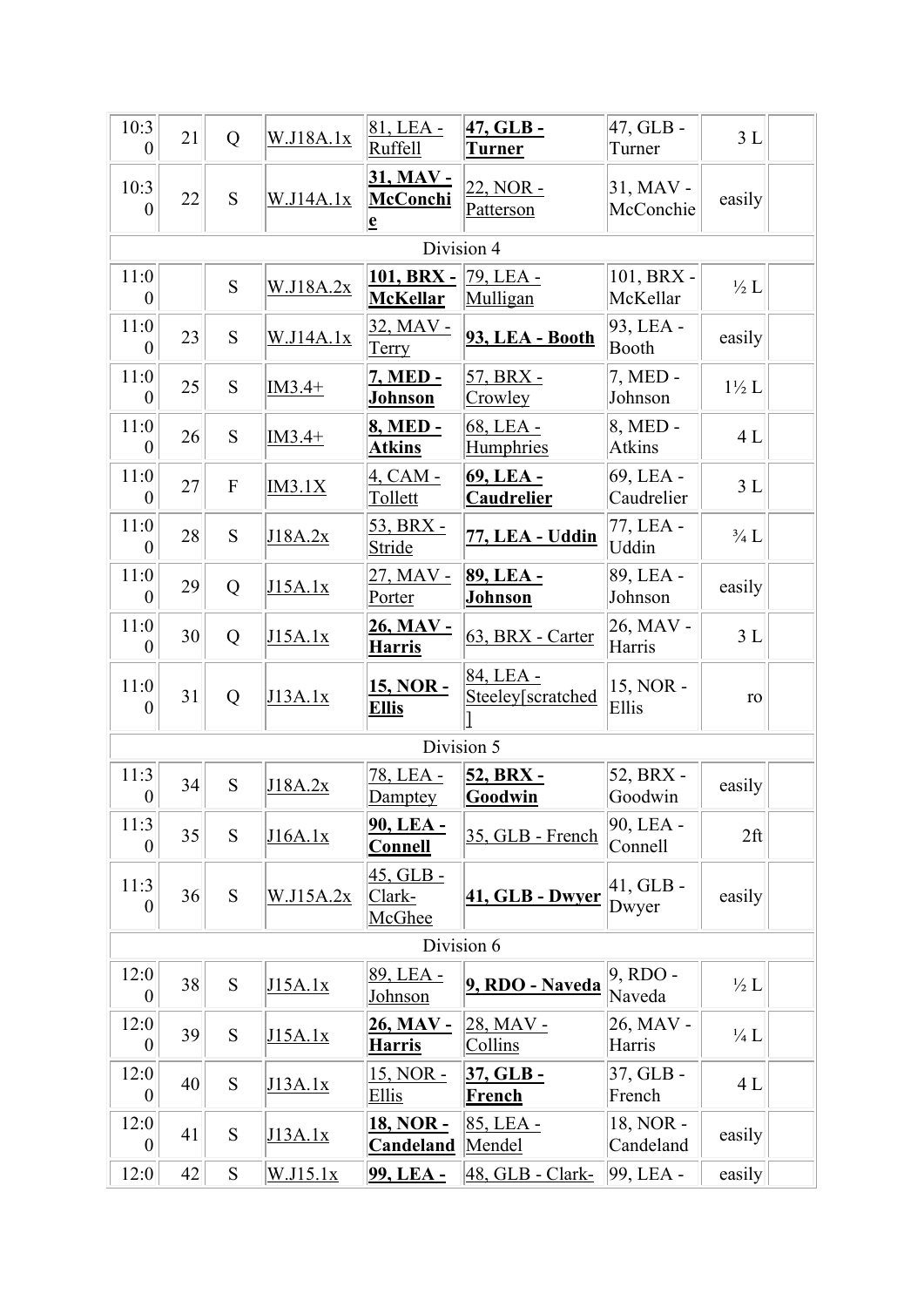| | | | | | | | | |
|---|---|---|---|---|---|---|---|---|
| 10:30 | 21 | Q | W.J18A.1x | 81, LEA - Ruffell | **47, GLB - Turner** | 47, GLB - Turner | 3 L | |
| 10:30 | 22 | S | W.J14A.1x | **31, MAV - McConchie** | 22, NOR - Patterson | 31, MAV - McConchie | easily | |
| Division 4 | | | | | | | | |
| 11:00 | | S | W.J18A.2x | **101, BRX - McKellar** | 79, LEA - Mulligan | 101, BRX - McKellar | ½ L | |
| 11:00 | 23 | S | W.J14A.1x | 32, MAV - Terry | **93, LEA - Booth** | 93, LEA - Booth | easily | |
| 11:00 | 25 | S | IM3.4+ | **7, MED - Johnson** | 57, BRX - Crowley | 7, MED - Johnson | 1½ L | |
| 11:00 | 26 | S | IM3.4+ | **8, MED - Atkins** | 68, LEA - Humphries | 8, MED - Atkins | 4 L | |
| 11:00 | 27 | F | IM3.1X | 4, CAM - Tollett | **69, LEA - Caudrelier** | 69, LEA - Caudrelier | 3 L | |
| 11:00 | 28 | S | J18A.2x | 53, BRX - Stride | **77, LEA - Uddin** | 77, LEA - Uddin | ¾ L | |
| 11:00 | 29 | Q | J15A.1x | 27, MAV - Porter | **89, LEA - Johnson** | 89, LEA - Johnson | easily | |
| 11:00 | 30 | Q | J15A.1x | **26, MAV - Harris** | 63, BRX - Carter | 26, MAV - Harris | 3 L | |
| 11:00 | 31 | Q | J13A.1x | **15, NOR - Ellis** | 84, LEA - Steeley[scratched] | 15, NOR - Ellis | ro | |
| Division 5 | | | | | | | | |
| 11:30 | 34 | S | J18A.2x | 78, LEA - Damptey | **52, BRX - Goodwin** | 52, BRX - Goodwin | easily | |
| 11:30 | 35 | S | J16A.1x | **90, LEA - Connell** | 35, GLB - French | 90, LEA - Connell | 2ft | |
| 11:30 | 36 | S | W.J15A.2x | 45, GLB - Clark-McGhee | **41, GLB - Dwyer** | 41, GLB - Dwyer | easily | |
| Division 6 | | | | | | | | |
| 12:00 | 38 | S | J15A.1x | 89, LEA - Johnson | **9, RDO - Naveda** | 9, RDO - Naveda | ½ L | |
| 12:00 | 39 | S | J15A.1x | **26, MAV - Harris** | 28, MAV - Collins | 26, MAV - Harris | ¼ L | |
| 12:00 | 40 | S | J13A.1x | 15, NOR - Ellis | **37, GLB - French** | 37, GLB - French | 4 L | |
| 12:00 | 41 | S | J13A.1x | **18, NOR - Candeland** | 85, LEA - Mendel | 18, NOR - Candeland | easily | |
| 12:0 | 42 | S | W.J15.1x | **99, LEA -** | 48, GLB - Clark- | 99, LEA - | easily | |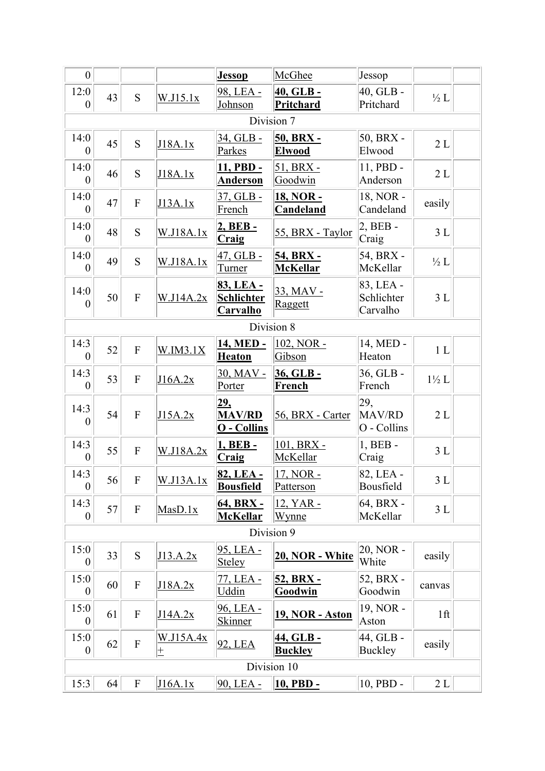| 0 | | | | **Jessop** | McGhee | Jessop | | |
|---|---|---|---|---|---|---|---|---|
| 12:00 | 43 | S | W.J15.1x | 98, LEA - Johnson | **40, GLB - Pritchard** | 40, GLB - Pritchard | ½ L | |
| Division 7 | | | | | | | | |
| 14:00 | 45 | S | J18A.1x | 34, GLB - Parkes | **50, BRX - Elwood** | 50, BRX - Elwood | 2 L | |
| 14:00 | 46 | S | J18A.1x | **11, PBD - Anderson** | 51, BRX - Goodwin | 11, PBD - Anderson | 2 L | |
| 14:00 | 47 | F | J13A.1x | 37, GLB - French | **18, NOR - Candeland** | 18, NOR - Candeland | easily | |
| 14:00 | 48 | S | W.J18A.1x | **2, BEB - Craig** | 55, BRX - Taylor | 2, BEB - Craig | 3 L | |
| 14:00 | 49 | S | W.J18A.1x | 47, GLB - Turner | **54, BRX - McKellar** | 54, BRX - McKellar | ½ L | |
| 14:00 | 50 | F | W.J14A.2x | **83, LEA - Schlichter Carvalho** | 33, MAV - Raggett | 83, LEA - Schlichter Carvalho | 3 L | |
| Division 8 | | | | | | | | |
| 14:30 | 52 | F | W.IM3.1X | **14, MED - Heaton** | 102, NOR - Gibson | 14, MED - Heaton | 1 L | |
| 14:30 | 53 | F | J16A.2x | 30, MAV - Porter | **36, GLB - French** | 36, GLB - French | 1½ L | |
| 14:30 | 54 | F | J15A.2x | **29, MAV/RDO - Collins** | 56, BRX - Carter | 29, MAV/RDO - Collins | 2 L | |
| 14:30 | 55 | F | W.J18A.2x | **1, BEB - Craig** | 101, BRX - McKellar | 1, BEB - Craig | 3 L | |
| 14:30 | 56 | F | W.J13A.1x | **82, LEA - Bousfield** | 17, NOR - Patterson | 82, LEA - Bousfield | 3 L | |
| 14:30 | 57 | F | MasD.1x | **64, BRX - McKellar** | 12, YAR - Wynne | 64, BRX - McKellar | 3 L | |
| Division 9 | | | | | | | | |
| 15:00 | 33 | S | J13.A.2x | 95, LEA - Steley | **20, NOR - White** | 20, NOR - White | easily | |
| 15:00 | 60 | F | J18A.2x | 77, LEA - Uddin | **52, BRX - Goodwin** | 52, BRX - Goodwin | canvas | |
| 15:00 | 61 | F | J14A.2x | 96, LEA - Skinner | **19, NOR - Aston** | 19, NOR - Aston | 1ft | |
| 15:00 | 62 | F | W.J15A.4x+ | 92, LEA | **44, GLB - Buckley** | 44, GLB - Buckley | easily | |
| Division 10 | | | | | | | | |
| 15:3 | 64 | F | J16A.1x | 90, LEA - | **10, PBD -** | 10, PBD - | 2 L | |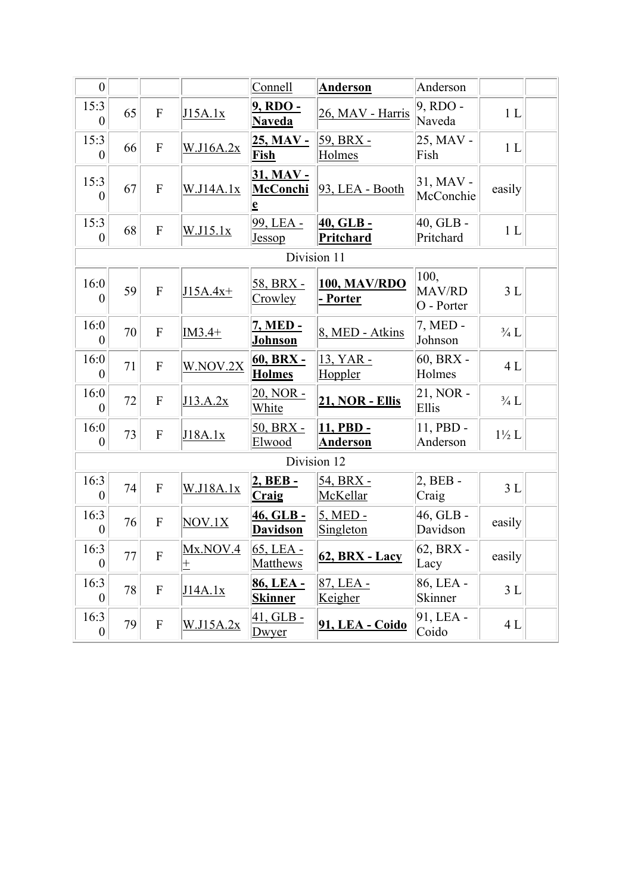| | | | | | | | | |
|---|---|---|---|---|---|---|---|---|
| 0 | | | | Connell | **Anderson** | Anderson | | |
| 15:30 | 65 | F | J15A.1x | **9, RDO - Naveda** | 26, MAV - Harris | 9, RDO - Naveda | 1 L | |
| 15:30 | 66 | F | W.J16A.2x | **25, MAV - Fish** | 59, BRX - Holmes | 25, MAV - Fish | 1 L | |
| 15:30 | 67 | F | W.J14A.1x | **31, MAV - McConchie** | 93, LEA - Booth | 31, MAV - McConchie | easily | |
| 15:30 | 68 | F | W.J15.1x | 99, LEA - Jessop | **40, GLB - Pritchard** | 40, GLB - Pritchard | 1 L | |
| Division 11 | | | | | | | | |
| 16:00 | 59 | F | J15A.4x+ | 58, BRX - Crowley | **100, MAV/RDO - Porter** | 100, MAV/RDO - Porter | 3 L | |
| 16:00 | 70 | F | IM3.4+ | **7, MED - Johnson** | 8, MED - Atkins | 7, MED - Johnson | ¾ L | |
| 16:00 | 71 | F | W.NOV.2X | **60, BRX - Holmes** | 13, YAR - Hoppler | 60, BRX - Holmes | 4 L | |
| 16:00 | 72 | F | J13.A.2x | 20, NOR - White | **21, NOR - Ellis** | 21, NOR - Ellis | ¾ L | |
| 16:00 | 73 | F | J18A.1x | 50, BRX - Elwood | **11, PBD - Anderson** | 11, PBD - Anderson | 1½ L | |
| Division 12 | | | | | | | | |
| 16:30 | 74 | F | W.J18A.1x | **2, BEB - Craig** | 54, BRX - McKellar | 2, BEB - Craig | 3 L | |
| 16:30 | 76 | F | NOV.1X | **46, GLB - Davidson** | 5, MED - Singleton | 46, GLB - Davidson | easily | |
| 16:30 | 77 | F | Mx.NOV.4+ | 65, LEA - Matthews | **62, BRX - Lacy** | 62, BRX - Lacy | easily | |
| 16:30 | 78 | F | J14A.1x | **86, LEA - Skinner** | 87, LEA - Keigher | 86, LEA - Skinner | 3 L | |
| 16:30 | 79 | F | W.J15A.2x | 41, GLB - Dwyer | **91, LEA - Coido** | 91, LEA - Coido | 4 L | |